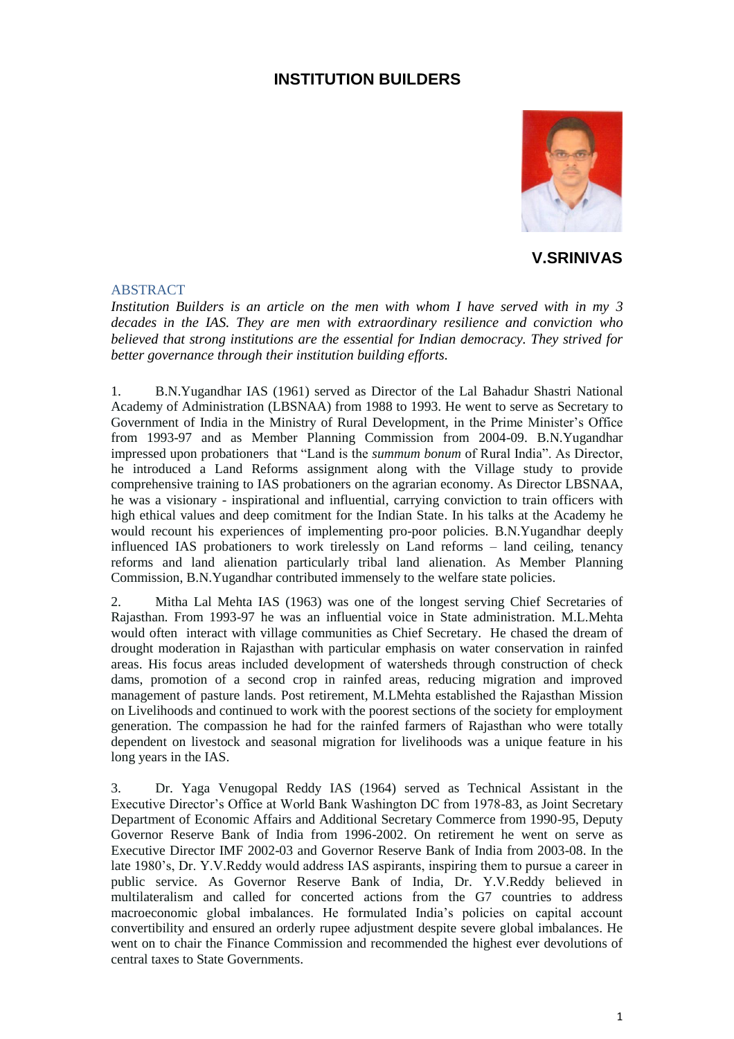# INSTITUTION BUILDERS

**V.SRINIVAS**

## ABSTRACT

*Institution Builders is an article on the men with whom I have served with in my 3 decades in the IAS. They are men with extraordinary resilience and conviction who believed that strong institutions are the essential for Indian democracy. They strived for better governance through their institution building efforts.*

1. B.N.Yugandhar IAS (1961) served as Director of the Lal Bahadur Shastri National Academy of Administration (LBSNAA) from 1988 to 1993. He went to serve as Secretary to Government of India in the Ministry of Rural Development, in the Prime Minister's Office from 1993-97 and as Member Planning Commission from 2004-09. B.N.Yugandhar impressed upon probationers that "Land is the *summum bonum* of Rural India". As Director, he introduced a Land Reforms assignment along with the Village study to provide comprehensive training to IAS probationers on the agrarian economy. As Director LBSNAA, he was a visionary - inspirational and influential, carrying conviction to train officers with high ethical values and deep comitment for the Indian State. In his talks at the Academy he would recount his experiences of implementing pro-poor policies. B.N.Yugandhar deeply influenced IAS probationers to work tirelessly on Land reforms – land ceiling, tenancy reforms and land alienation particularly tribal land alienation. As Member Planning Commission, B.N.Yugandhar contributed immensely to the welfare state policies.

2. Mitha Lal Mehta IAS (1963) was one of the longest serving Chief Secretaries of Rajasthan. From 1993-97 he was an influential voice in State administration. M.L.Mehta would often interact with village communities as Chief Secretary. He chased the dream of drought moderation in Rajasthan with particular emphasis on water conservation in rainfed areas. His focus areas included development of watersheds through construction of check dams, promotion of a second crop in rainfed areas, reducing migration and improved management of pasture lands. Post retirement, M.LMehta established the Rajasthan Mission on Livelihoods and continued to work with the poorest sections of the society for employment generation. The compassion he had for the rainfed farmers of Rajasthan who were totally dependent on livestock and seasonal migration for livelihoods was a unique feature in his long years in the IAS.

3. Dr. Yaga Venugopal Reddy IAS (1964) served as Technical Assistant in the Executive Director's Office at World Bank Washington DC from 1978-83, as Joint Secretary Department of Economic Affairs and Additional Secretary Commerce from 1990-95, Deputy Governor Reserve Bank of India from 1996-2002. On retirement he went on serve as Executive Director IMF 2002-03 and Governor Reserve Bank of India from 2003-08. In the late 1980's, Dr. Y.V.Reddy would address IAS aspirants, inspiring them to pursue a career in public service. As Governor Reserve Bank of India, Dr. Y.V.Reddy believed in multilateralism and called for concerted actions from the G7 countries to address macroeconomic global imbalances. He formulated India's policies on capital account convertibility and ensured an orderly rupee adjustment despite severe global imbalances. He went on to chair the Finance Commission and recommended the highest ever devolutions of central taxes to State Governments.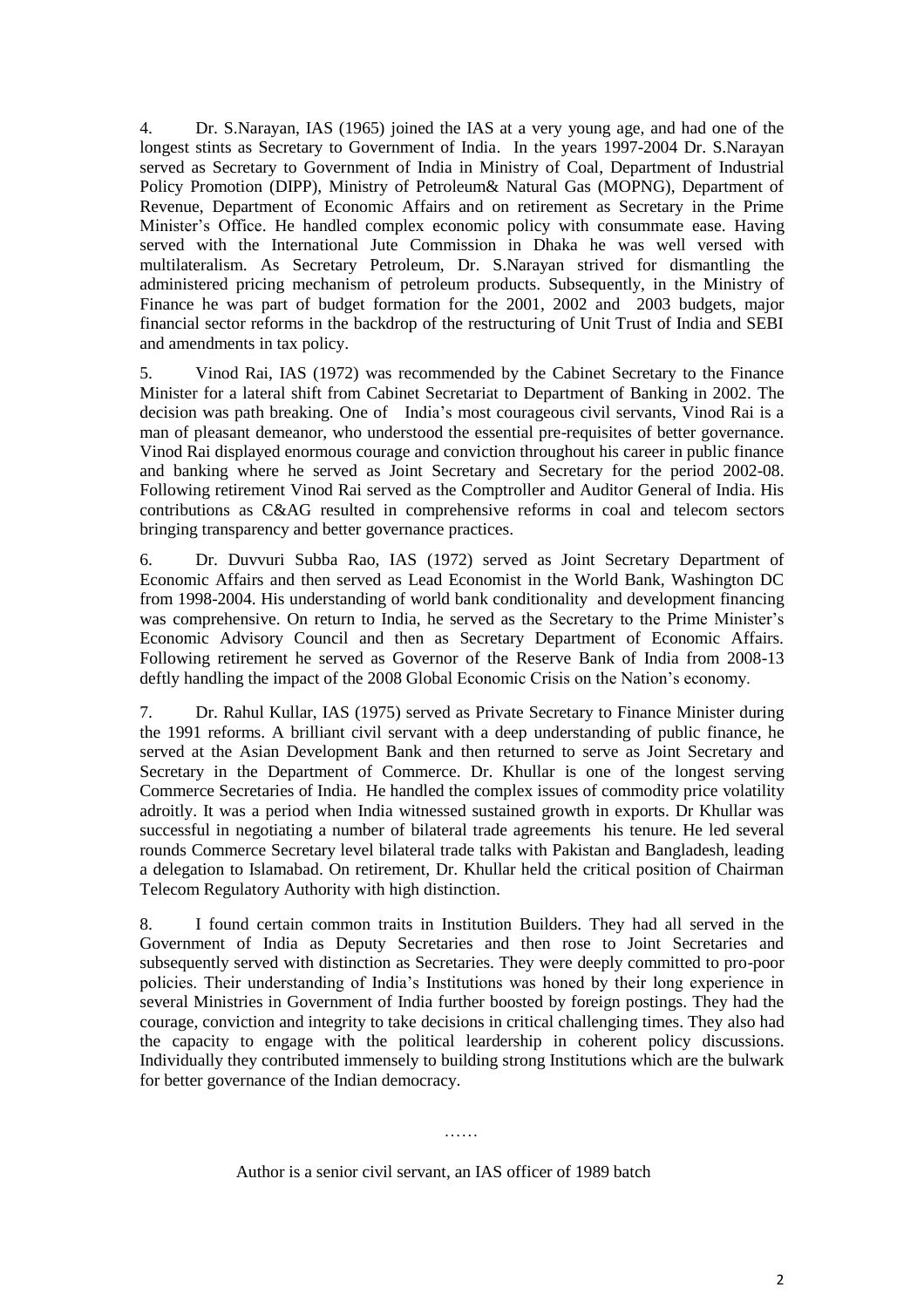4. Dr. S.Narayan, IAS (1965) joined the IAS at a very young age, and had one of the longest stints as Secretary to Government of India. In the years 1997-2004 Dr. S.Narayan served as Secretary to Government of India in Ministry of Coal, Department of Industrial Policy Promotion (DIPP), Ministry of Petroleum& Natural Gas (MOPNG), Department of Revenue, Department of Economic Affairs and on retirement as Secretary in the Prime Minister's Office. He handled complex economic policy with consummate ease. Having served with the International Jute Commission in Dhaka he was well versed with multilateralism. As Secretary Petroleum, Dr. S.Narayan strived for dismantling the administered pricing mechanism of petroleum products. Subsequently, in the Ministry of Finance he was part of budget formation for the 2001, 2002 and 2003 budgets, major financial sector reforms in the backdrop of the restructuring of Unit Trust of India and SEBI and amendments in tax policy.

5. Vinod Rai, IAS (1972) was recommended by the Cabinet Secretary to the Finance Minister for a lateral shift from Cabinet Secretariat to Department of Banking in 2002. The decision was path breaking. One of India's most courageous civil servants, Vinod Rai is a man of pleasant demeanor, who understood the essential pre-requisites of better governance. Vinod Rai displayed enormous courage and conviction throughout his career in public finance and banking where he served as Joint Secretary and Secretary for the period 2002-08. Following retirement Vinod Rai served as the Comptroller and Auditor General of India. His contributions as C&AG resulted in comprehensive reforms in coal and telecom sectors bringing transparency and better governance practices.

6. Dr. Duvvuri Subba Rao, IAS (1972) served as Joint Secretary Department of Economic Affairs and then served as Lead Economist in the World Bank, Washington DC from 1998-2004. His understanding of world bank conditionality and development financing was comprehensive. On return to India, he served as the Secretary to the Prime Minister's Economic Advisory Council and then as Secretary Department of Economic Affairs. Following retirement he served as Governor of the Reserve Bank of India from 2008-13 deftly handling the impact of the 2008 Global Economic Crisis on the Nation's economy.

7. Dr. Rahul Kullar, IAS (1975) served as Private Secretary to Finance Minister during the 1991 reforms. A brilliant civil servant with a deep understanding of public finance, he served at the Asian Development Bank and then returned to serve as Joint Secretary and Secretary in the Department of Commerce. Dr. Khullar is one of the longest serving Commerce Secretaries of India. He handled the complex issues of commodity price volatility adroitly. It was a period when India witnessed sustained growth in exports. Dr Khullar was successful in negotiating a number of bilateral trade agreements his tenure. He led several rounds Commerce Secretary level bilateral trade talks with Pakistan and Bangladesh, leading a delegation to Islamabad. On retirement, Dr. Khullar held the critical position of Chairman Telecom Regulatory Authority with high distinction.

8. I found certain common traits in Institution Builders. They had all served in the Government of India as Deputy Secretaries and then rose to Joint Secretaries and subsequently served with distinction as Secretaries. They were deeply committed to pro-poor policies. Their understanding of India's Institutions was honed by their long experience in several Ministries in Government of India further boosted by foreign postings. They had the courage, conviction and integrity to take decisions in critical challenging times. They also had the capacity to engage with the political leardership in coherent policy discussions. Individually they contributed immensely to building strong Institutions which are the bulwark for better governance of the Indian democracy.

……

Author is a senior civil servant, an IAS officer of 1989 batch